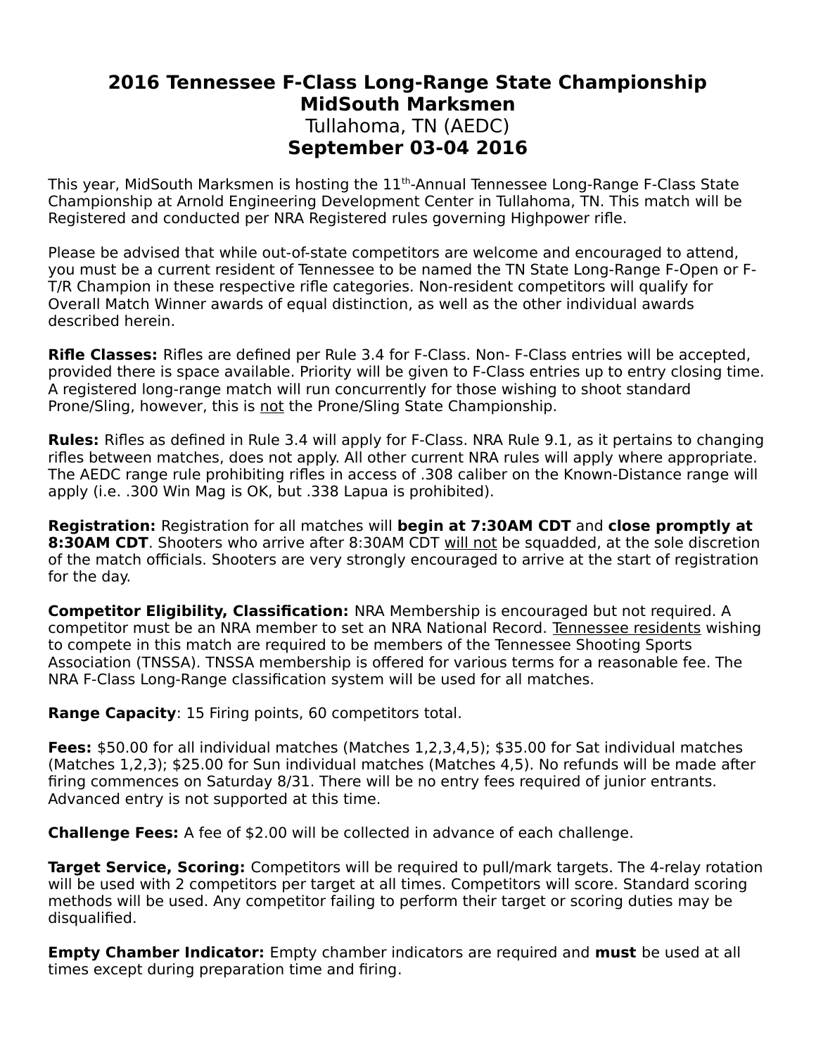# 2016 Tennessee F-Class Long-Range State Championship
# MidSouth Marksmen
Tullahoma, TN (AEDC)
## September 03-04 2016

This year, MidSouth Marksmen is hosting the 11th-Annual Tennessee Long-Range F-Class State Championship at Arnold Engineering Development Center in Tullahoma, TN. This match will be Registered and conducted per NRA Registered rules governing Highpower rifle.

Please be advised that while out-of-state competitors are welcome and encouraged to attend, you must be a current resident of Tennessee to be named the TN State Long-Range F-Open or F-T/R Champion in these respective rifle categories. Non-resident competitors will qualify for Overall Match Winner awards of equal distinction, as well as the other individual awards described herein.

**Rifle Classes:** Rifles are defined per Rule 3.4 for F-Class. Non- F-Class entries will be accepted, provided there is space available. Priority will be given to F-Class entries up to entry closing time. A registered long-range match will run concurrently for those wishing to shoot standard Prone/Sling, however, this is <u>not</u> the Prone/Sling State Championship.

**Rules:** Rifles as defined in Rule 3.4 will apply for F-Class. NRA Rule 9.1, as it pertains to changing rifles between matches, does not apply. All other current NRA rules will apply where appropriate. The AEDC range rule prohibiting rifles in access of .308 caliber on the Known-Distance range will apply (i.e. .300 Win Mag is OK, but .338 Lapua is prohibited).

**Registration:** Registration for all matches will **begin at 7:30AM CDT** and **close promptly at 8:30AM CDT**. Shooters who arrive after 8:30AM CDT <u>will not</u> be squadded, at the sole discretion of the match officials. Shooters are very strongly encouraged to arrive at the start of registration for the day.

**Competitor Eligibility, Classification:** NRA Membership is encouraged but not required. A competitor must be an NRA member to set an NRA National Record. <u>Tennessee residents</u> wishing to compete in this match are required to be members of the Tennessee Shooting Sports Association (TNSSA). TNSSA membership is offered for various terms for a reasonable fee. The NRA F-Class Long-Range classification system will be used for all matches.

**Range Capacity**: 15 Firing points, 60 competitors total.

**Fees:** $50.00 for all individual matches (Matches 1,2,3,4,5); $35.00 for Sat individual matches (Matches 1,2,3); $25.00 for Sun individual matches (Matches 4,5). No refunds will be made after firing commences on Saturday 8/31. There will be no entry fees required of junior entrants. Advanced entry is not supported at this time.

**Challenge Fees:** A fee of $2.00 will be collected in advance of each challenge.

**Target Service, Scoring:** Competitors will be required to pull/mark targets. The 4-relay rotation will be used with 2 competitors per target at all times. Competitors will score. Standard scoring methods will be used. Any competitor failing to perform their target or scoring duties may be disqualified.

**Empty Chamber Indicator:** Empty chamber indicators are required and **must** be used at all times except during preparation time and firing.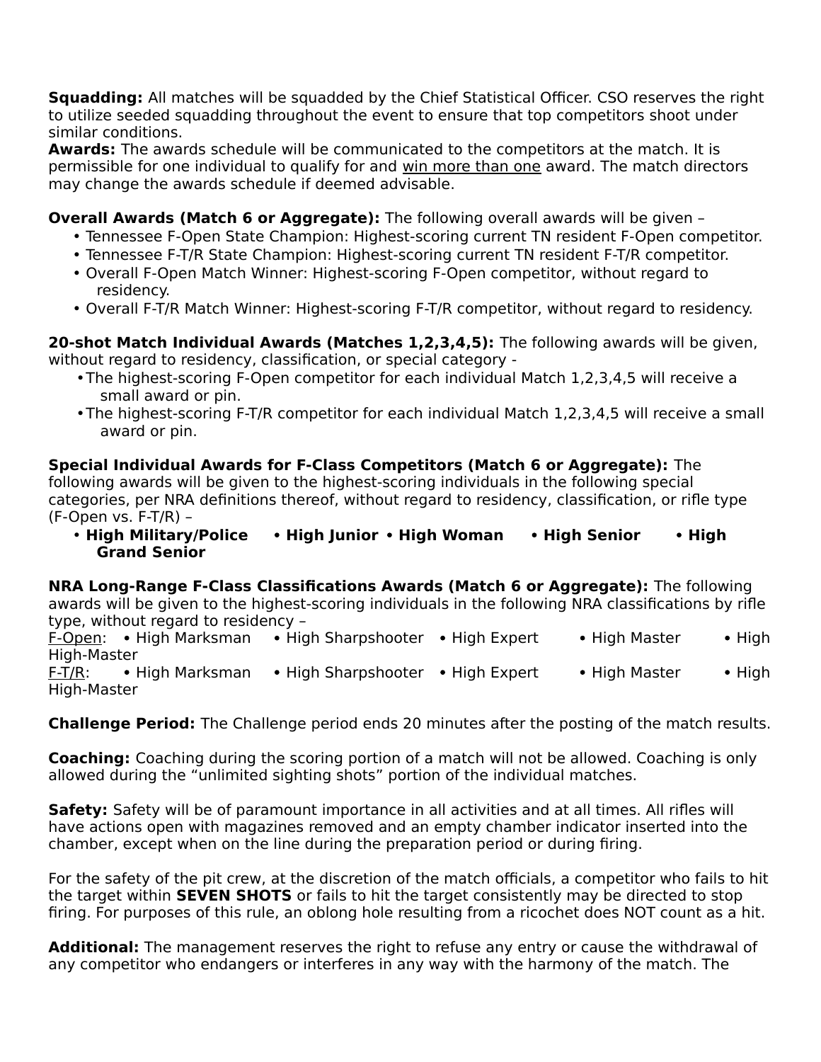**Squadding:** All matches will be squadded by the Chief Statistical Officer. CSO reserves the right to utilize seeded squadding throughout the event to ensure that top competitors shoot under similar conditions.
**Awards:** The awards schedule will be communicated to the competitors at the match. It is permissible for one individual to qualify for and <u>win more than one</u> award. The match directors may change the awards schedule if deemed advisable.

**Overall Awards (Match 6 or Aggregate):** The following overall awards will be given –

- Tennessee F-Open State Champion: Highest-scoring current TN resident F-Open competitor.
- Tennessee F-T/R State Champion: Highest-scoring current TN resident F-T/R competitor.
- Overall F-Open Match Winner: Highest-scoring F-Open competitor, without regard to residency.
- Overall F-T/R Match Winner: Highest-scoring F-T/R competitor, without regard to residency.

**20-shot Match Individual Awards (Matches 1,2,3,4,5):** The following awards will be given, without regard to residency, classification, or special category -

- The highest-scoring F-Open competitor for each individual Match 1,2,3,4,5 will receive a small award or pin.
- The highest-scoring F-T/R competitor for each individual Match 1,2,3,4,5 will receive a small award or pin.

**Special Individual Awards for F-Class Competitors (Match 6 or Aggregate):** The following awards will be given to the highest-scoring individuals in the following special categories, per NRA definitions thereof, without regard to residency, classification, or rifle type (F-Open vs. F-T/R) –

- **High Military/Police** • **High Junior** • **High Woman** • **High Senior** • **High Grand Senior**

**NRA Long-Range F-Class Classifications Awards (Match 6 or Aggregate):** The following awards will be given to the highest-scoring individuals in the following NRA classifications by rifle type, without regard to residency –
<u>F-Open</u>: • High Marksman • High Sharpshooter • High Expert • High Master • High High-Master
<u>F-T/R</u>: • High Marksman • High Sharpshooter • High Expert • High Master • High High-Master

**Challenge Period:** The Challenge period ends 20 minutes after the posting of the match results.

**Coaching:** Coaching during the scoring portion of a match will not be allowed. Coaching is only allowed during the "unlimited sighting shots" portion of the individual matches.

**Safety:** Safety will be of paramount importance in all activities and at all times. All rifles will have actions open with magazines removed and an empty chamber indicator inserted into the chamber, except when on the line during the preparation period or during firing.

For the safety of the pit crew, at the discretion of the match officials, a competitor who fails to hit the target within **SEVEN SHOTS** or fails to hit the target consistently may be directed to stop firing. For purposes of this rule, an oblong hole resulting from a ricochet does NOT count as a hit.

**Additional:** The management reserves the right to refuse any entry or cause the withdrawal of any competitor who endangers or interferes in any way with the harmony of the match. The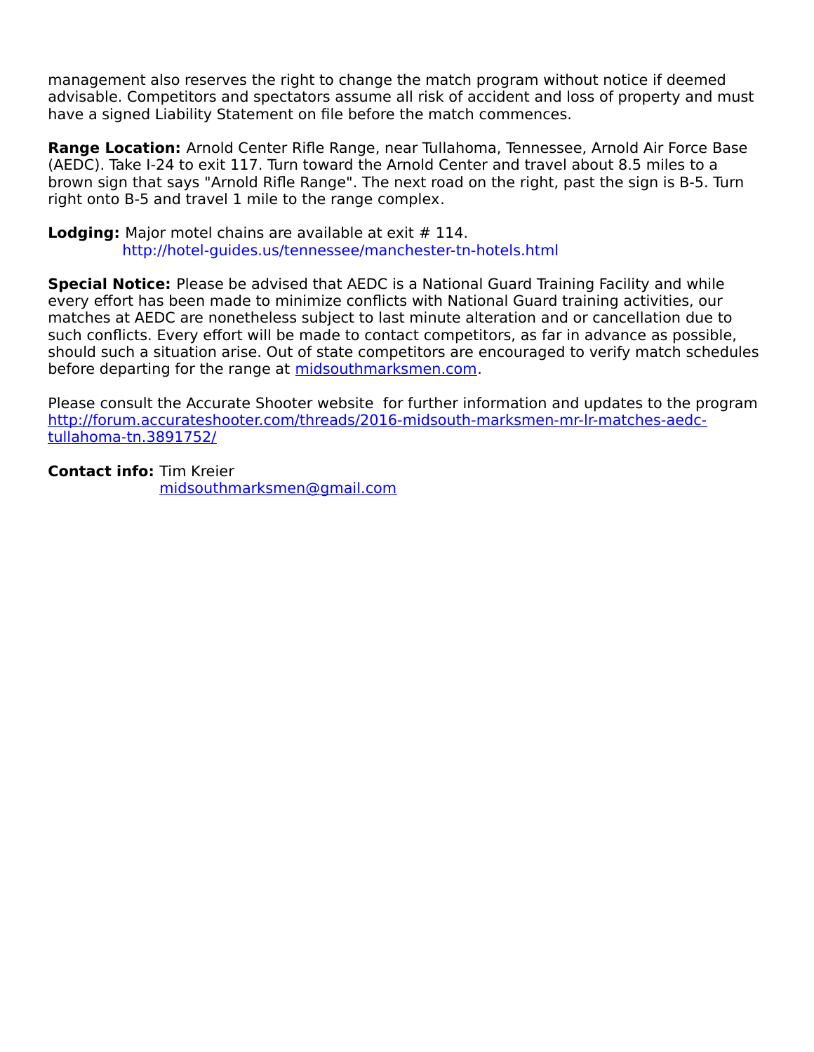management also reserves the right to change the match program without notice if deemed advisable. Competitors and spectators assume all risk of accident and loss of property and must have a signed Liability Statement on file before the match commences.

**Range Location:** Arnold Center Rifle Range, near Tullahoma, Tennessee, Arnold Air Force Base (AEDC). Take I-24 to exit 117. Turn toward the Arnold Center and travel about 8.5 miles to a brown sign that says "Arnold Rifle Range". The next road on the right, past the sign is B-5. Turn right onto B-5 and travel 1 mile to the range complex.

**Lodging:** Major motel chains are available at exit # 114.
http://hotel-guides.us/tennessee/manchester-tn-hotels.html

**Special Notice:** Please be advised that AEDC is a National Guard Training Facility and while every effort has been made to minimize conflicts with National Guard training activities, our matches at AEDC are nonetheless subject to last minute alteration and or cancellation due to such conflicts. Every effort will be made to contact competitors, as far in advance as possible, should such a situation arise. Out of state competitors are encouraged to verify match schedules before departing for the range at midsouthmarksmen.com.

Please consult the Accurate Shooter website for further information and updates to the program
http://forum.accurateshooter.com/threads/2016-midsouth-marksmen-mr-lr-matches-aedc-tullahoma-tn.3891752/

**Contact info:** Tim Kreier
midsouthmarksmen@gmail.com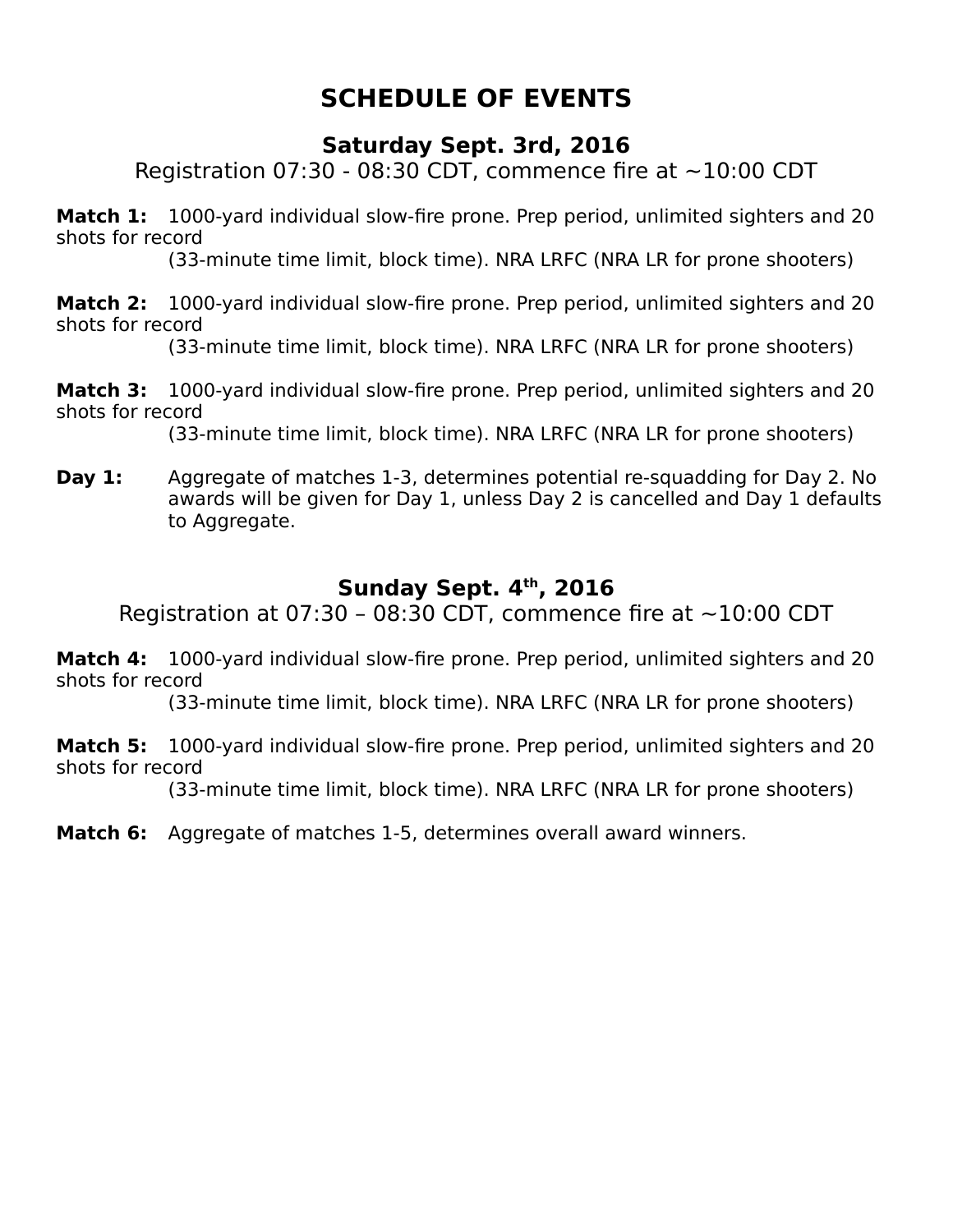# SCHEDULE OF EVENTS

## Saturday Sept. 3rd, 2016

Registration 07:30 - 08:30 CDT, commence fire at ~10:00 CDT

**Match 1:** 1000-yard individual slow-fire prone. Prep period, unlimited sighters and 20 shots for record (33-minute time limit, block time). NRA LRFC (NRA LR for prone shooters)

**Match 2:** 1000-yard individual slow-fire prone. Prep period, unlimited sighters and 20 shots for record (33-minute time limit, block time). NRA LRFC (NRA LR for prone shooters)

**Match 3:** 1000-yard individual slow-fire prone. Prep period, unlimited sighters and 20 shots for record (33-minute time limit, block time). NRA LRFC (NRA LR for prone shooters)

**Day 1:** Aggregate of matches 1-3, determines potential re-squadding for Day 2. No awards will be given for Day 1, unless Day 2 is cancelled and Day 1 defaults to Aggregate.

## Sunday Sept. 4th, 2016

Registration at 07:30 – 08:30 CDT, commence fire at ~10:00 CDT

**Match 4:** 1000-yard individual slow-fire prone. Prep period, unlimited sighters and 20 shots for record (33-minute time limit, block time). NRA LRFC (NRA LR for prone shooters)

**Match 5:** 1000-yard individual slow-fire prone. Prep period, unlimited sighters and 20 shots for record (33-minute time limit, block time). NRA LRFC (NRA LR for prone shooters)

**Match 6:** Aggregate of matches 1-5, determines overall award winners.